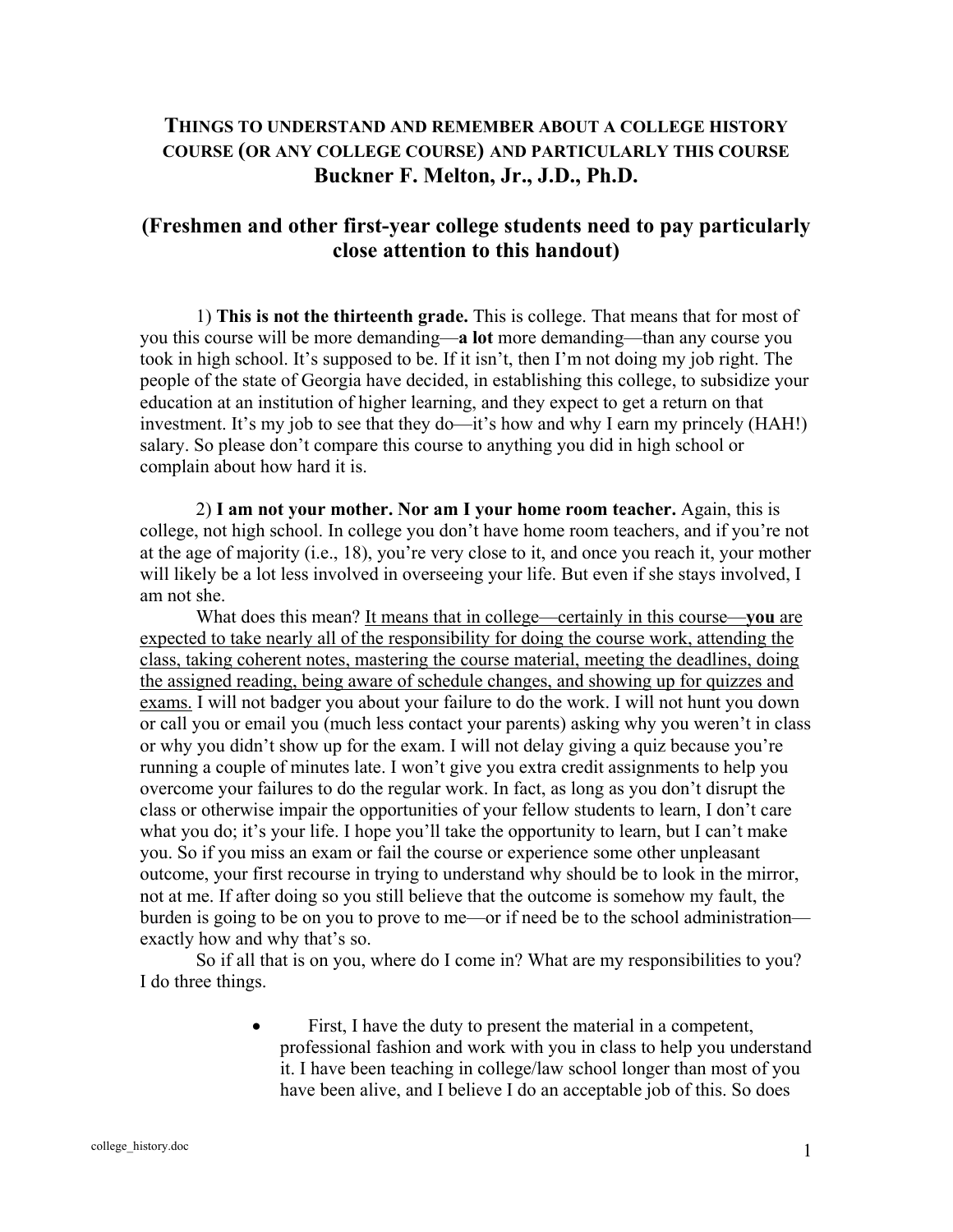# THINGS TO UNDERSTAND AND REMEMBER ABOUT A COLLEGE HISTORY COURSE (OR ANY COLLEGE COURSE) AND PARTICULARLY THIS COURSE

**Buckner F. Melton, Jr., J.D., Ph.D.**

## (Freshmen and other first-year college students need to pay particularly close attention to this handout)

1) **This is not the thirteenth grade.** This is college. That means that for most of you this course will be more demanding—**a lot** more demanding—than any course you took in high school. It's supposed to be. If it isn't, then I'm not doing my job right. The people of the state of Georgia have decided, in establishing this college, to subsidize your education at an institution of higher learning, and they expect to get a return on that investment. It's my job to see that they do—it's how and why I earn my princely (HAH!) salary. So please don't compare this course to anything you did in high school or complain about how hard it is.

2) **I am not your mother. Nor am I your home room teacher.** Again, this is college, not high school. In college you don't have home room teachers, and if you're not at the age of majority (i.e., 18), you're very close to it, and once you reach it, your mother will likely be a lot less involved in overseeing your life. But even if she stays involved, I am not she.

What does this mean? <u>It means that in college—certainly in this course—**you** are expected to take nearly all of the responsibility for doing the course work, attending the class, taking coherent notes, mastering the course material, meeting the deadlines, doing the assigned reading, being aware of schedule changes, and showing up for quizzes and exams.</u> I will not badger you about your failure to do the work. I will not hunt you down or call you or email you (much less contact your parents) asking why you weren't in class or why you didn't show up for the exam. I will not delay giving a quiz because you're running a couple of minutes late. I won't give you extra credit assignments to help you overcome your failures to do the regular work. In fact, as long as you don't disrupt the class or otherwise impair the opportunities of your fellow students to learn, I don't care what you do; it's your life. I hope you'll take the opportunity to learn, but I can't make you. So if you miss an exam or fail the course or experience some other unpleasant outcome, your first recourse in trying to understand why should be to look in the mirror, not at me. If after doing so you still believe that the outcome is somehow my fault, the burden is going to be on you to prove to me—or if need be to the school administration—exactly how and why that's so.

So if all that is on you, where do I come in? What are my responsibilities to you? I do three things.

- First, I have the duty to present the material in a competent, professional fashion and work with you in class to help you understand it. I have been teaching in college/law school longer than most of you have been alive, and I believe I do an acceptable job of this. So does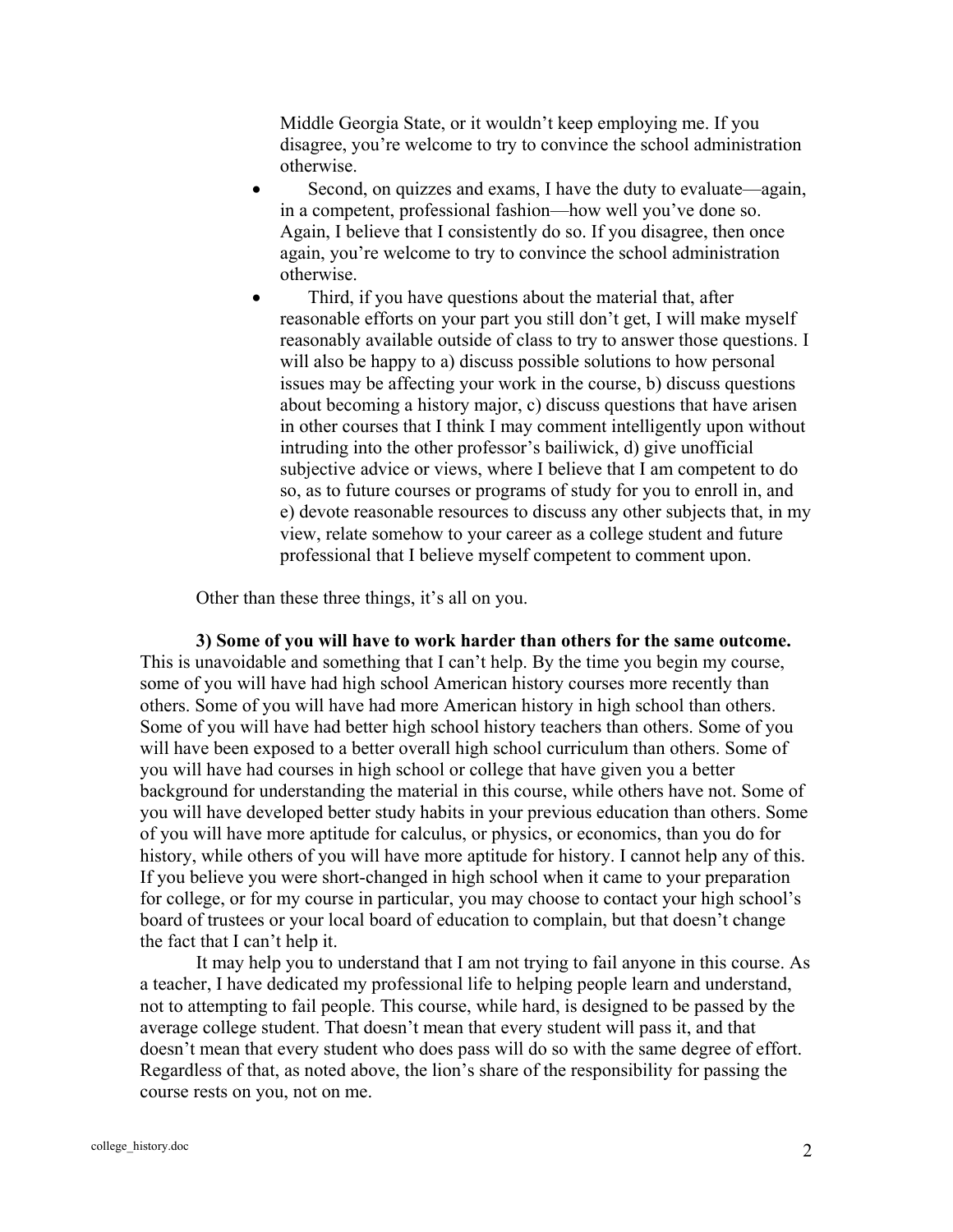Middle Georgia State, or it wouldn't keep employing me. If you disagree, you're welcome to try to convince the school administration otherwise.

- Second, on quizzes and exams, I have the duty to evaluate—again, in a competent, professional fashion—how well you've done so. Again, I believe that I consistently do so. If you disagree, then once again, you're welcome to try to convince the school administration otherwise.
- Third, if you have questions about the material that, after reasonable efforts on your part you still don't get, I will make myself reasonably available outside of class to try to answer those questions. I will also be happy to a) discuss possible solutions to how personal issues may be affecting your work in the course, b) discuss questions about becoming a history major, c) discuss questions that have arisen in other courses that I think I may comment intelligently upon without intruding into the other professor's bailiwick, d) give unofficial subjective advice or views, where I believe that I am competent to do so, as to future courses or programs of study for you to enroll in, and e) devote reasonable resources to discuss any other subjects that, in my view, relate somehow to your career as a college student and future professional that I believe myself competent to comment upon.

Other than these three things, it's all on you.

**3) Some of you will have to work harder than others for the same outcome.** This is unavoidable and something that I can't help. By the time you begin my course, some of you will have had high school American history courses more recently than others. Some of you will have had more American history in high school than others. Some of you will have had better high school history teachers than others. Some of you will have been exposed to a better overall high school curriculum than others. Some of you will have had courses in high school or college that have given you a better background for understanding the material in this course, while others have not. Some of you will have developed better study habits in your previous education than others. Some of you will have more aptitude for calculus, or physics, or economics, than you do for history, while others of you will have more aptitude for history. I cannot help any of this. If you believe you were short-changed in high school when it came to your preparation for college, or for my course in particular, you may choose to contact your high school's board of trustees or your local board of education to complain, but that doesn't change the fact that I can't help it.

It may help you to understand that I am not trying to fail anyone in this course. As a teacher, I have dedicated my professional life to helping people learn and understand, not to attempting to fail people. This course, while hard, is designed to be passed by the average college student. That doesn't mean that every student will pass it, and that doesn't mean that every student who does pass will do so with the same degree of effort. Regardless of that, as noted above, the lion's share of the responsibility for passing the course rests on you, not on me.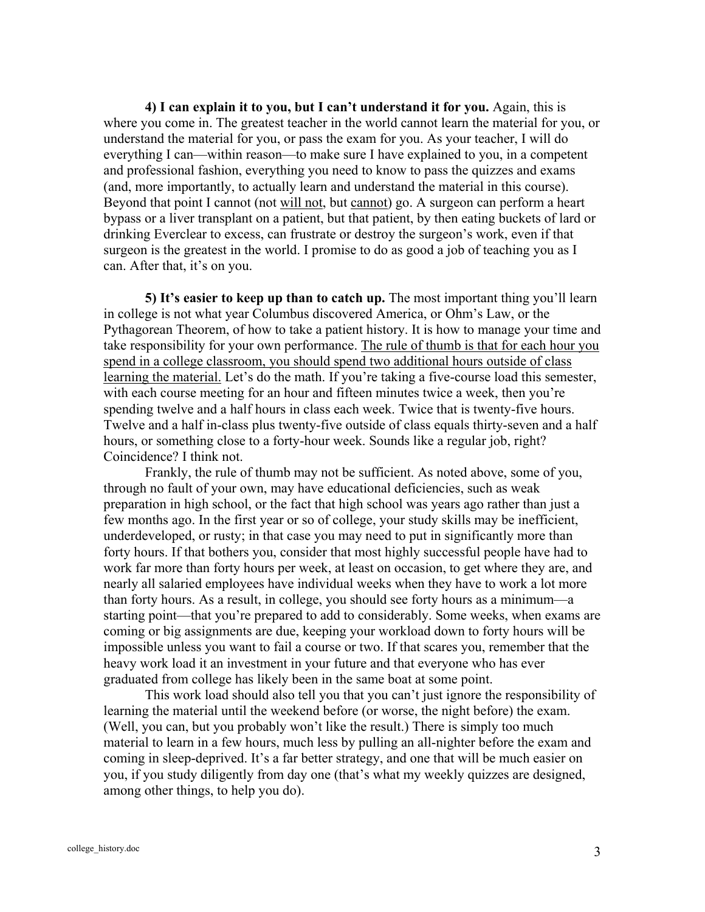**4) I can explain it to you, but I can't understand it for you.** Again, this is where you come in. The greatest teacher in the world cannot learn the material for you, or understand the material for you, or pass the exam for you. As your teacher, I will do everything I can—within reason—to make sure I have explained to you, in a competent and professional fashion, everything you need to know to pass the quizzes and exams (and, more importantly, to actually learn and understand the material in this course). Beyond that point I cannot (not <u>will not</u>, but <u>cannot</u>) go. A surgeon can perform a heart bypass or a liver transplant on a patient, but that patient, by then eating buckets of lard or drinking Everclear to excess, can frustrate or destroy the surgeon's work, even if that surgeon is the greatest in the world. I promise to do as good a job of teaching you as I can. After that, it's on you.

**5) It's easier to keep up than to catch up.** The most important thing you'll learn in college is not what year Columbus discovered America, or Ohm's Law, or the Pythagorean Theorem, of how to take a patient history. It is how to manage your time and take responsibility for your own performance. <u>The rule of thumb is that for each hour you spend in a college classroom, you should spend two additional hours outside of class learning the material.</u> Let's do the math. If you're taking a five-course load this semester, with each course meeting for an hour and fifteen minutes twice a week, then you're spending twelve and a half hours in class each week. Twice that is twenty-five hours. Twelve and a half in-class plus twenty-five outside of class equals thirty-seven and a half hours, or something close to a forty-hour week. Sounds like a regular job, right? Coincidence? I think not.

Frankly, the rule of thumb may not be sufficient. As noted above, some of you, through no fault of your own, may have educational deficiencies, such as weak preparation in high school, or the fact that high school was years ago rather than just a few months ago. In the first year or so of college, your study skills may be inefficient, underdeveloped, or rusty; in that case you may need to put in significantly more than forty hours. If that bothers you, consider that most highly successful people have had to work far more than forty hours per week, at least on occasion, to get where they are, and nearly all salaried employees have individual weeks when they have to work a lot more than forty hours. As a result, in college, you should see forty hours as a minimum—a starting point—that you're prepared to add to considerably. Some weeks, when exams are coming or big assignments are due, keeping your workload down to forty hours will be impossible unless you want to fail a course or two. If that scares you, remember that the heavy work load it an investment in your future and that everyone who has ever graduated from college has likely been in the same boat at some point.

This work load should also tell you that you can't just ignore the responsibility of learning the material until the weekend before (or worse, the night before) the exam. (Well, you can, but you probably won't like the result.) There is simply too much material to learn in a few hours, much less by pulling an all-nighter before the exam and coming in sleep-deprived. It's a far better strategy, and one that will be much easier on you, if you study diligently from day one (that's what my weekly quizzes are designed, among other things, to help you do).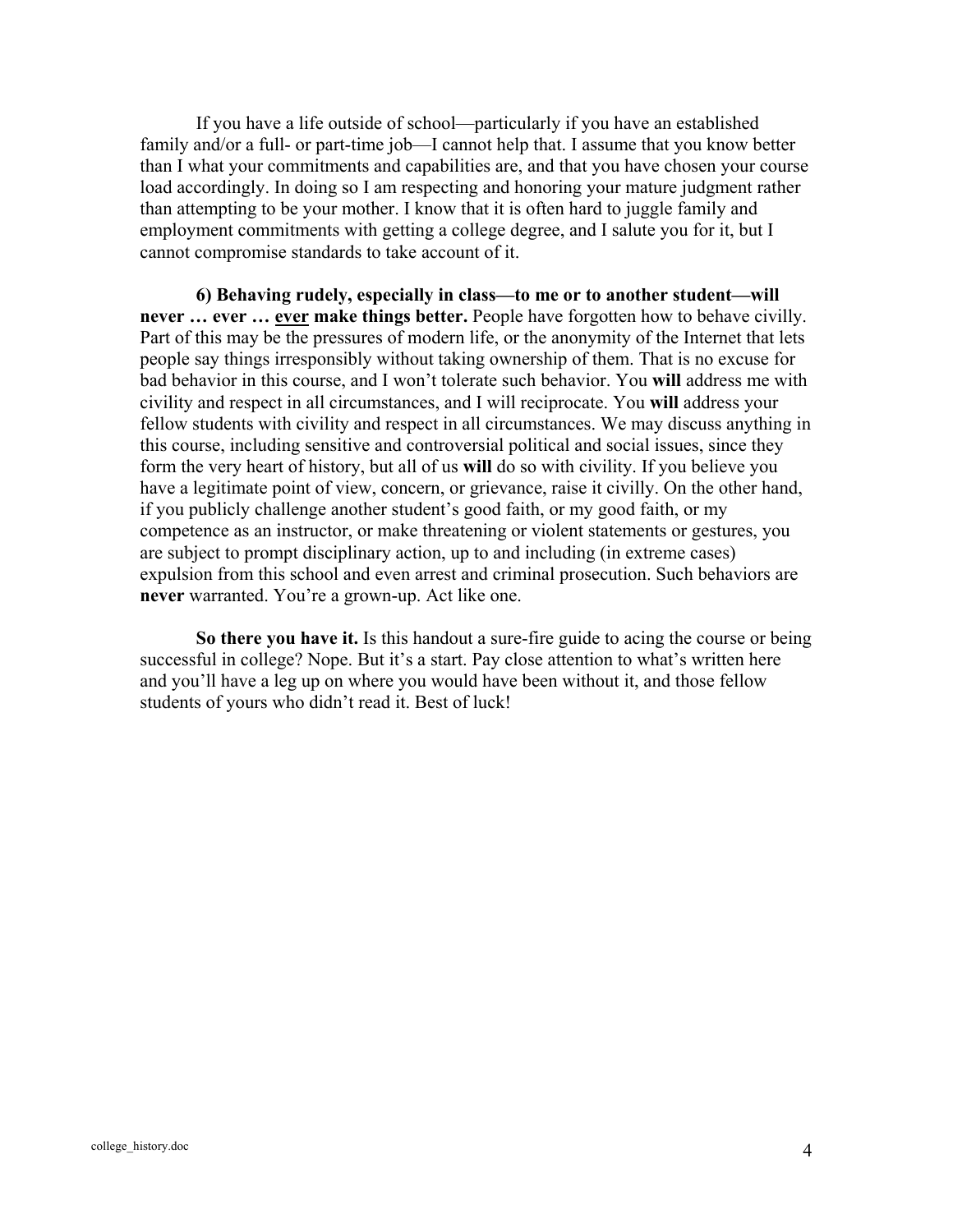If you have a life outside of school—particularly if you have an established family and/or a full- or part-time job—I cannot help that. I assume that you know better than I what your commitments and capabilities are, and that you have chosen your course load accordingly. In doing so I am respecting and honoring your mature judgment rather than attempting to be your mother. I know that it is often hard to juggle family and employment commitments with getting a college degree, and I salute you for it, but I cannot compromise standards to take account of it.

**6) Behaving rudely, especially in class—to me or to another student—will never … ever … <u>ever</u> make things better.** People have forgotten how to behave civilly. Part of this may be the pressures of modern life, or the anonymity of the Internet that lets people say things irresponsibly without taking ownership of them. That is no excuse for bad behavior in this course, and I won't tolerate such behavior. You **will** address me with civility and respect in all circumstances, and I will reciprocate. You **will** address your fellow students with civility and respect in all circumstances. We may discuss anything in this course, including sensitive and controversial political and social issues, since they form the very heart of history, but all of us **will** do so with civility. If you believe you have a legitimate point of view, concern, or grievance, raise it civilly. On the other hand, if you publicly challenge another student's good faith, or my good faith, or my competence as an instructor, or make threatening or violent statements or gestures, you are subject to prompt disciplinary action, up to and including (in extreme cases) expulsion from this school and even arrest and criminal prosecution. Such behaviors are **never** warranted. You're a grown-up. Act like one.

**So there you have it.** Is this handout a sure-fire guide to acing the course or being successful in college? Nope. But it's a start. Pay close attention to what's written here and you'll have a leg up on where you would have been without it, and those fellow students of yours who didn't read it. Best of luck!